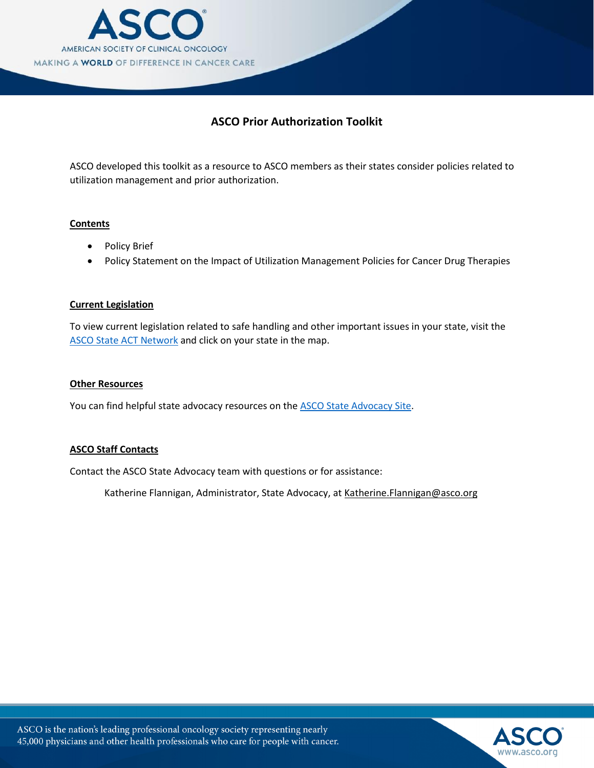# ASCO Prior Authorization Toolkit

ASCO developed this toolkit as a resource to ASCO members as their states consider policies related to utilization management and prior authorization.

## Contents

- Policy Brief
- Policy Statement on the Impact of Utilization Management Policies for Cancer Drug Therapies

## Current Legislation

To view current legislation related to safe handling and other important issues in your state, visit the ASCO State ACT Network and click on your state in the map.

## Other Resources

You can find helpful state advocacy resources on the ASCO State Advocacy Site.

## ASCO Staff Contacts

Contact the ASCO State Advocacy team with questions or for assistance:

Katherine Flannigan, Administrator, State Advocacy, at Katherine.Flannigan@asco.org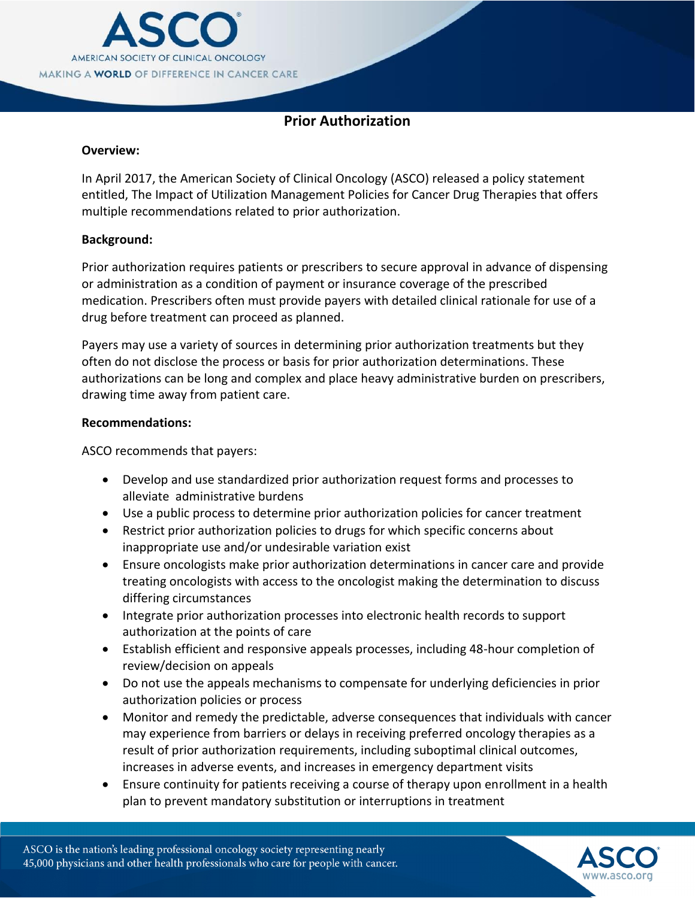# Prior Authorization

**Overview:**

In April 2017, the American Society of Clinical Oncology (ASCO) released a policy statement entitled, The Impact of Utilization Management Policies for Cancer Drug Therapies that offers multiple recommendations related to prior authorization.

**Background:**

Prior authorization requires patients or prescribers to secure approval in advance of dispensing or administration as a condition of payment or insurance coverage of the prescribed medication. Prescribers often must provide payers with detailed clinical rationale for use of a drug before treatment can proceed as planned.

Payers may use a variety of sources in determining prior authorization treatments but they often do not disclose the process or basis for prior authorization determinations. These authorizations can be long and complex and place heavy administrative burden on prescribers, drawing time away from patient care.

**Recommendations:**

ASCO recommends that payers:

- Develop and use standardized prior authorization request forms and processes to alleviate administrative burdens
- Use a public process to determine prior authorization policies for cancer treatment
- Restrict prior authorization policies to drugs for which specific concerns about inappropriate use and/or undesirable variation exist
- Ensure oncologists make prior authorization determinations in cancer care and provide treating oncologists with access to the oncologist making the determination to discuss differing circumstances
- Integrate prior authorization processes into electronic health records to support authorization at the points of care
- Establish efficient and responsive appeals processes, including 48-hour completion of review/decision on appeals
- Do not use the appeals mechanisms to compensate for underlying deficiencies in prior authorization policies or process
- Monitor and remedy the predictable, adverse consequences that individuals with cancer may experience from barriers or delays in receiving preferred oncology therapies as a result of prior authorization requirements, including suboptimal clinical outcomes, increases in adverse events, and increases in emergency department visits
- Ensure continuity for patients receiving a course of therapy upon enrollment in a health plan to prevent mandatory substitution or interruptions in treatment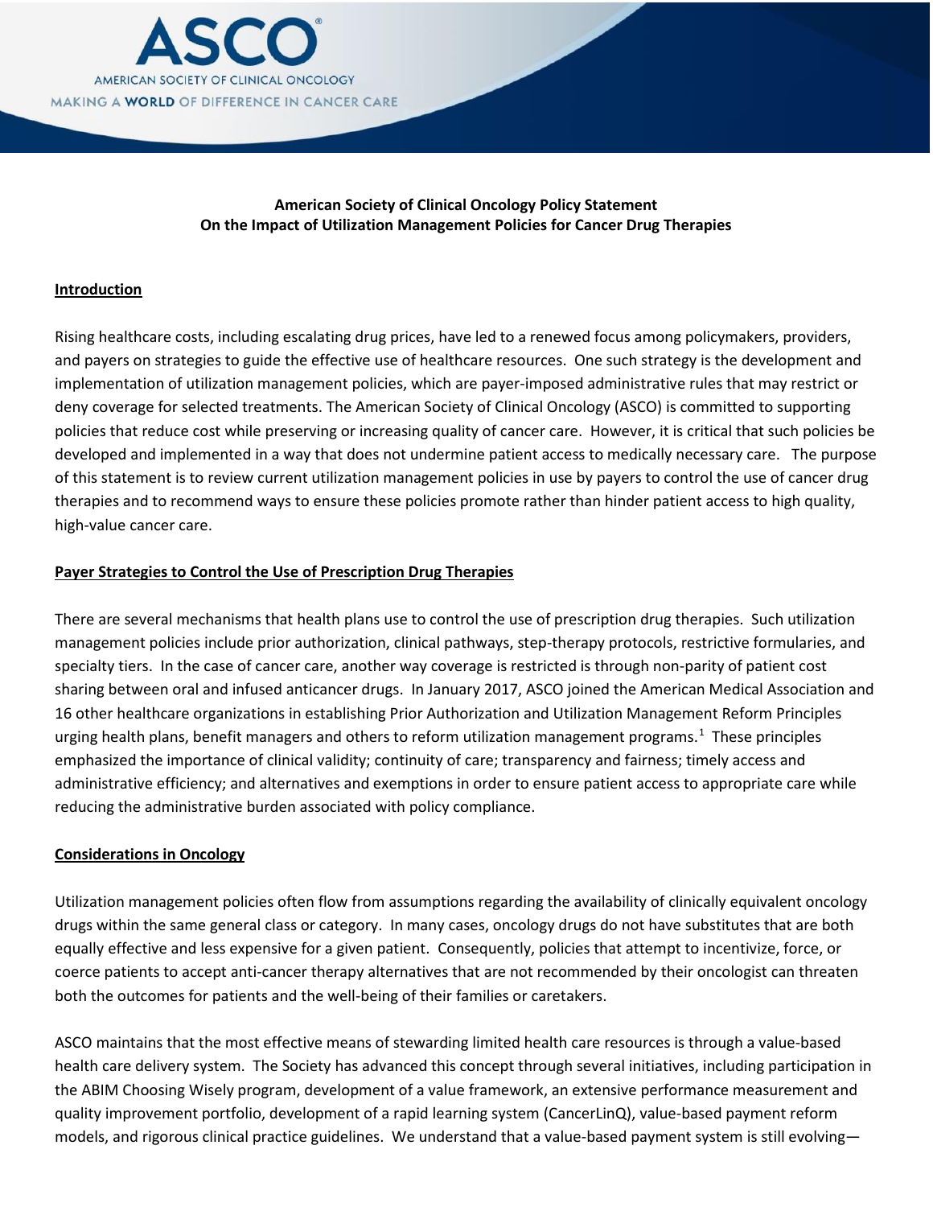## American Society of Clinical Oncology Policy Statement On the Impact of Utilization Management Policies for Cancer Drug Therapies

### Introduction

Rising healthcare costs, including escalating drug prices, have led to a renewed focus among policymakers, providers, and payers on strategies to guide the effective use of healthcare resources. One such strategy is the development and implementation of utilization management policies, which are payer-imposed administrative rules that may restrict or deny coverage for selected treatments. The American Society of Clinical Oncology (ASCO) is committed to supporting policies that reduce cost while preserving or increasing quality of cancer care. However, it is critical that such policies be developed and implemented in a way that does not undermine patient access to medically necessary care. The purpose of this statement is to review current utilization management policies in use by payers to control the use of cancer drug therapies and to recommend ways to ensure these policies promote rather than hinder patient access to high quality, high-value cancer care.

### Payer Strategies to Control the Use of Prescription Drug Therapies

There are several mechanisms that health plans use to control the use of prescription drug therapies. Such utilization management policies include prior authorization, clinical pathways, step-therapy protocols, restrictive formularies, and specialty tiers. In the case of cancer care, another way coverage is restricted is through non-parity of patient cost sharing between oral and infused anticancer drugs. In January 2017, ASCO joined the American Medical Association and 16 other healthcare organizations in establishing Prior Authorization and Utilization Management Reform Principles urging health plans, benefit managers and others to reform utilization management programs.[1] These principles emphasized the importance of clinical validity; continuity of care; transparency and fairness; timely access and administrative efficiency; and alternatives and exemptions in order to ensure patient access to appropriate care while reducing the administrative burden associated with policy compliance.

### Considerations in Oncology

Utilization management policies often flow from assumptions regarding the availability of clinically equivalent oncology drugs within the same general class or category. In many cases, oncology drugs do not have substitutes that are both equally effective and less expensive for a given patient. Consequently, policies that attempt to incentivize, force, or coerce patients to accept anti-cancer therapy alternatives that are not recommended by their oncologist can threaten both the outcomes for patients and the well-being of their families or caretakers.

ASCO maintains that the most effective means of stewarding limited health care resources is through a value-based health care delivery system. The Society has advanced this concept through several initiatives, including participation in the ABIM Choosing Wisely program, development of a value framework, an extensive performance measurement and quality improvement portfolio, development of a rapid learning system (CancerLinQ), value-based payment reform models, and rigorous clinical practice guidelines. We understand that a value-based payment system is still evolving—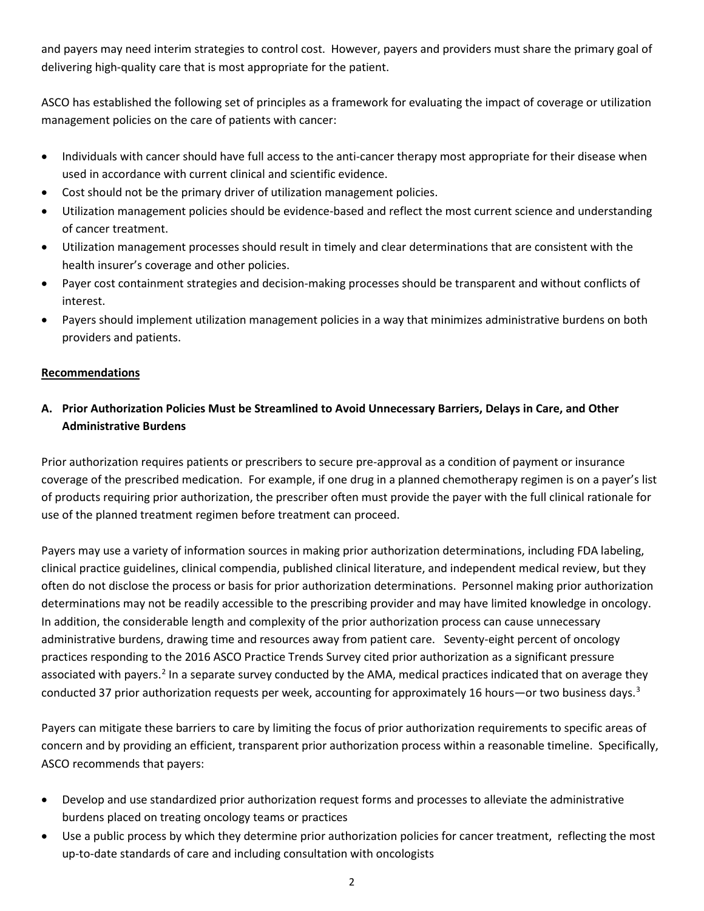and payers may need interim strategies to control cost. However, payers and providers must share the primary goal of delivering high-quality care that is most appropriate for the patient.

ASCO has established the following set of principles as a framework for evaluating the impact of coverage or utilization management policies on the care of patients with cancer:

- Individuals with cancer should have full access to the anti-cancer therapy most appropriate for their disease when used in accordance with current clinical and scientific evidence.
- Cost should not be the primary driver of utilization management policies.
- Utilization management policies should be evidence-based and reflect the most current science and understanding of cancer treatment.
- Utilization management processes should result in timely and clear determinations that are consistent with the health insurer's coverage and other policies.
- Payer cost containment strategies and decision-making processes should be transparent and without conflicts of interest.
- Payers should implement utilization management policies in a way that minimizes administrative burdens on both providers and patients.

## Recommendations

### A. Prior Authorization Policies Must be Streamlined to Avoid Unnecessary Barriers, Delays in Care, and Other Administrative Burdens

Prior authorization requires patients or prescribers to secure pre-approval as a condition of payment or insurance coverage of the prescribed medication. For example, if one drug in a planned chemotherapy regimen is on a payer's list of products requiring prior authorization, the prescriber often must provide the payer with the full clinical rationale for use of the planned treatment regimen before treatment can proceed.

Payers may use a variety of information sources in making prior authorization determinations, including FDA labeling, clinical practice guidelines, clinical compendia, published clinical literature, and independent medical review, but they often do not disclose the process or basis for prior authorization determinations. Personnel making prior authorization determinations may not be readily accessible to the prescribing provider and may have limited knowledge in oncology. In addition, the considerable length and complexity of the prior authorization process can cause unnecessary administrative burdens, drawing time and resources away from patient care. Seventy-eight percent of oncology practices responding to the 2016 ASCO Practice Trends Survey cited prior authorization as a significant pressure associated with payers.[2] In a separate survey conducted by the AMA, medical practices indicated that on average they conducted 37 prior authorization requests per week, accounting for approximately 16 hours—or two business days.[3]

Payers can mitigate these barriers to care by limiting the focus of prior authorization requirements to specific areas of concern and by providing an efficient, transparent prior authorization process within a reasonable timeline. Specifically, ASCO recommends that payers:

- Develop and use standardized prior authorization request forms and processes to alleviate the administrative burdens placed on treating oncology teams or practices
- Use a public process by which they determine prior authorization policies for cancer treatment, reflecting the most up-to-date standards of care and including consultation with oncologists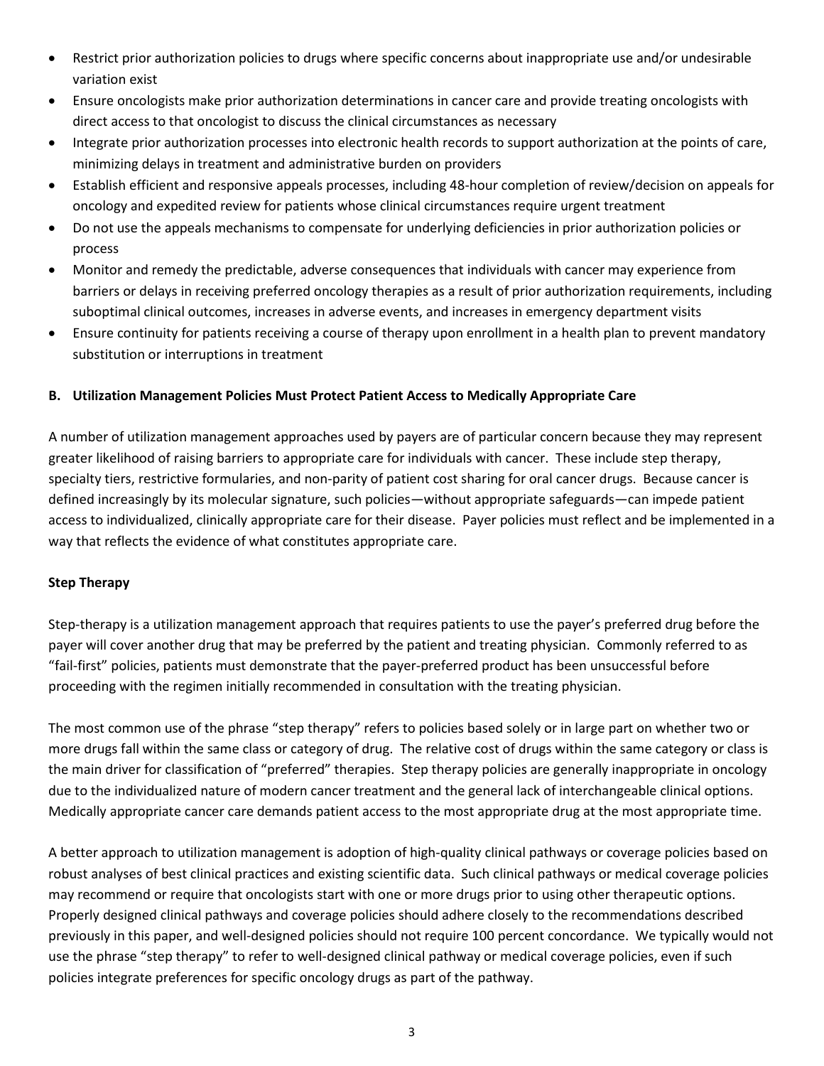- Restrict prior authorization policies to drugs where specific concerns about inappropriate use and/or undesirable variation exist
- Ensure oncologists make prior authorization determinations in cancer care and provide treating oncologists with direct access to that oncologist to discuss the clinical circumstances as necessary
- Integrate prior authorization processes into electronic health records to support authorization at the points of care, minimizing delays in treatment and administrative burden on providers
- Establish efficient and responsive appeals processes, including 48-hour completion of review/decision on appeals for oncology and expedited review for patients whose clinical circumstances require urgent treatment
- Do not use the appeals mechanisms to compensate for underlying deficiencies in prior authorization policies or process
- Monitor and remedy the predictable, adverse consequences that individuals with cancer may experience from barriers or delays in receiving preferred oncology therapies as a result of prior authorization requirements, including suboptimal clinical outcomes, increases in adverse events, and increases in emergency department visits
- Ensure continuity for patients receiving a course of therapy upon enrollment in a health plan to prevent mandatory substitution or interruptions in treatment

### B. Utilization Management Policies Must Protect Patient Access to Medically Appropriate Care

A number of utilization management approaches used by payers are of particular concern because they may represent greater likelihood of raising barriers to appropriate care for individuals with cancer. These include step therapy, specialty tiers, restrictive formularies, and non-parity of patient cost sharing for oral cancer drugs. Because cancer is defined increasingly by its molecular signature, such policies—without appropriate safeguards—can impede patient access to individualized, clinically appropriate care for their disease. Payer policies must reflect and be implemented in a way that reflects the evidence of what constitutes appropriate care.

#### Step Therapy

Step-therapy is a utilization management approach that requires patients to use the payer's preferred drug before the payer will cover another drug that may be preferred by the patient and treating physician. Commonly referred to as "fail-first" policies, patients must demonstrate that the payer-preferred product has been unsuccessful before proceeding with the regimen initially recommended in consultation with the treating physician.

The most common use of the phrase "step therapy" refers to policies based solely or in large part on whether two or more drugs fall within the same class or category of drug. The relative cost of drugs within the same category or class is the main driver for classification of "preferred" therapies. Step therapy policies are generally inappropriate in oncology due to the individualized nature of modern cancer treatment and the general lack of interchangeable clinical options. Medically appropriate cancer care demands patient access to the most appropriate drug at the most appropriate time.

A better approach to utilization management is adoption of high-quality clinical pathways or coverage policies based on robust analyses of best clinical practices and existing scientific data. Such clinical pathways or medical coverage policies may recommend or require that oncologists start with one or more drugs prior to using other therapeutic options. Properly designed clinical pathways and coverage policies should adhere closely to the recommendations described previously in this paper, and well-designed policies should not require 100 percent concordance. We typically would not use the phrase "step therapy" to refer to well-designed clinical pathway or medical coverage policies, even if such policies integrate preferences for specific oncology drugs as part of the pathway.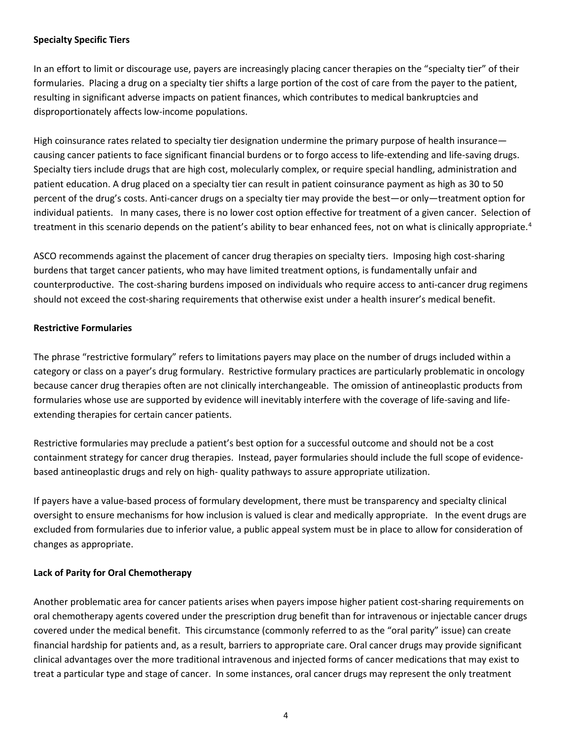**Specialty Specific Tiers**

In an effort to limit or discourage use, payers are increasingly placing cancer therapies on the "specialty tier" of their formularies. Placing a drug on a specialty tier shifts a large portion of the cost of care from the payer to the patient, resulting in significant adverse impacts on patient finances, which contributes to medical bankruptcies and disproportionately affects low-income populations.

High coinsurance rates related to specialty tier designation undermine the primary purpose of health insurance—causing cancer patients to face significant financial burdens or to forgo access to life-extending and life-saving drugs. Specialty tiers include drugs that are high cost, molecularly complex, or require special handling, administration and patient education. A drug placed on a specialty tier can result in patient coinsurance payment as high as 30 to 50 percent of the drug's costs. Anti-cancer drugs on a specialty tier may provide the best—or only—treatment option for individual patients. In many cases, there is no lower cost option effective for treatment of a given cancer. Selection of treatment in this scenario depends on the patient's ability to bear enhanced fees, not on what is clinically appropriate.[4]

ASCO recommends against the placement of cancer drug therapies on specialty tiers. Imposing high cost-sharing burdens that target cancer patients, who may have limited treatment options, is fundamentally unfair and counterproductive. The cost-sharing burdens imposed on individuals who require access to anti-cancer drug regimens should not exceed the cost-sharing requirements that otherwise exist under a health insurer's medical benefit.

**Restrictive Formularies**

The phrase "restrictive formulary" refers to limitations payers may place on the number of drugs included within a category or class on a payer's drug formulary. Restrictive formulary practices are particularly problematic in oncology because cancer drug therapies often are not clinically interchangeable. The omission of antineoplastic products from formularies whose use are supported by evidence will inevitably interfere with the coverage of life-saving and life-extending therapies for certain cancer patients.

Restrictive formularies may preclude a patient's best option for a successful outcome and should not be a cost containment strategy for cancer drug therapies. Instead, payer formularies should include the full scope of evidence-based antineoplastic drugs and rely on high- quality pathways to assure appropriate utilization.

If payers have a value-based process of formulary development, there must be transparency and specialty clinical oversight to ensure mechanisms for how inclusion is valued is clear and medically appropriate. In the event drugs are excluded from formularies due to inferior value, a public appeal system must be in place to allow for consideration of changes as appropriate.

**Lack of Parity for Oral Chemotherapy**

Another problematic area for cancer patients arises when payers impose higher patient cost-sharing requirements on oral chemotherapy agents covered under the prescription drug benefit than for intravenous or injectable cancer drugs covered under the medical benefit. This circumstance (commonly referred to as the "oral parity" issue) can create financial hardship for patients and, as a result, barriers to appropriate care. Oral cancer drugs may provide significant clinical advantages over the more traditional intravenous and injected forms of cancer medications that may exist to treat a particular type and stage of cancer. In some instances, oral cancer drugs may represent the only treatment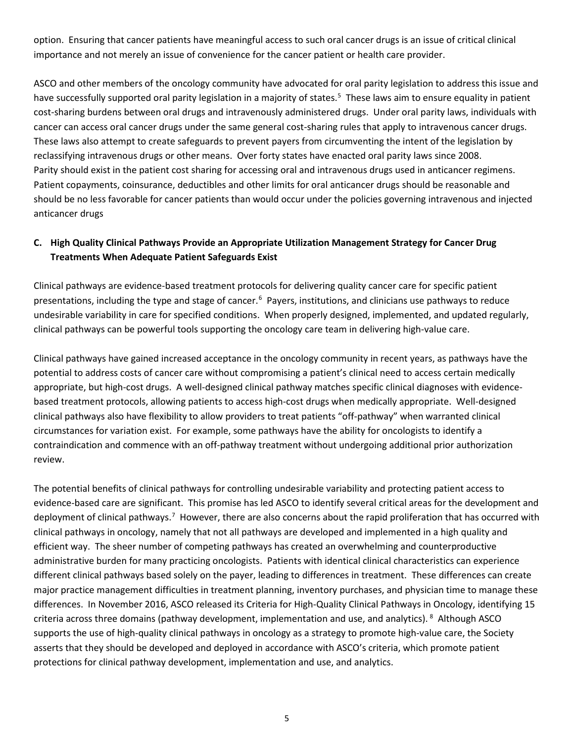option. Ensuring that cancer patients have meaningful access to such oral cancer drugs is an issue of critical clinical importance and not merely an issue of convenience for the cancer patient or health care provider.

ASCO and other members of the oncology community have advocated for oral parity legislation to address this issue and have successfully supported oral parity legislation in a majority of states.[5] These laws aim to ensure equality in patient cost-sharing burdens between oral drugs and intravenously administered drugs. Under oral parity laws, individuals with cancer can access oral cancer drugs under the same general cost-sharing rules that apply to intravenous cancer drugs. These laws also attempt to create safeguards to prevent payers from circumventing the intent of the legislation by reclassifying intravenous drugs or other means. Over forty states have enacted oral parity laws since 2008.
Parity should exist in the patient cost sharing for accessing oral and intravenous drugs used in anticancer regimens. Patient copayments, coinsurance, deductibles and other limits for oral anticancer drugs should be reasonable and should be no less favorable for cancer patients than would occur under the policies governing intravenous and injected anticancer drugs

### C. High Quality Clinical Pathways Provide an Appropriate Utilization Management Strategy for Cancer Drug Treatments When Adequate Patient Safeguards Exist

Clinical pathways are evidence-based treatment protocols for delivering quality cancer care for specific patient presentations, including the type and stage of cancer.[6] Payers, institutions, and clinicians use pathways to reduce undesirable variability in care for specified conditions. When properly designed, implemented, and updated regularly, clinical pathways can be powerful tools supporting the oncology care team in delivering high-value care.

Clinical pathways have gained increased acceptance in the oncology community in recent years, as pathways have the potential to address costs of cancer care without compromising a patient's clinical need to access certain medically appropriate, but high-cost drugs. A well-designed clinical pathway matches specific clinical diagnoses with evidence-based treatment protocols, allowing patients to access high-cost drugs when medically appropriate. Well-designed clinical pathways also have flexibility to allow providers to treat patients "off-pathway" when warranted clinical circumstances for variation exist. For example, some pathways have the ability for oncologists to identify a contraindication and commence with an off-pathway treatment without undergoing additional prior authorization review.

The potential benefits of clinical pathways for controlling undesirable variability and protecting patient access to evidence-based care are significant. This promise has led ASCO to identify several critical areas for the development and deployment of clinical pathways.[7] However, there are also concerns about the rapid proliferation that has occurred with clinical pathways in oncology, namely that not all pathways are developed and implemented in a high quality and efficient way. The sheer number of competing pathways has created an overwhelming and counterproductive administrative burden for many practicing oncologists. Patients with identical clinical characteristics can experience different clinical pathways based solely on the payer, leading to differences in treatment. These differences can create major practice management difficulties in treatment planning, inventory purchases, and physician time to manage these differences. In November 2016, ASCO released its Criteria for High-Quality Clinical Pathways in Oncology, identifying 15 criteria across three domains (pathway development, implementation and use, and analytics).[8] Although ASCO supports the use of high-quality clinical pathways in oncology as a strategy to promote high-value care, the Society asserts that they should be developed and deployed in accordance with ASCO's criteria, which promote patient protections for clinical pathway development, implementation and use, and analytics.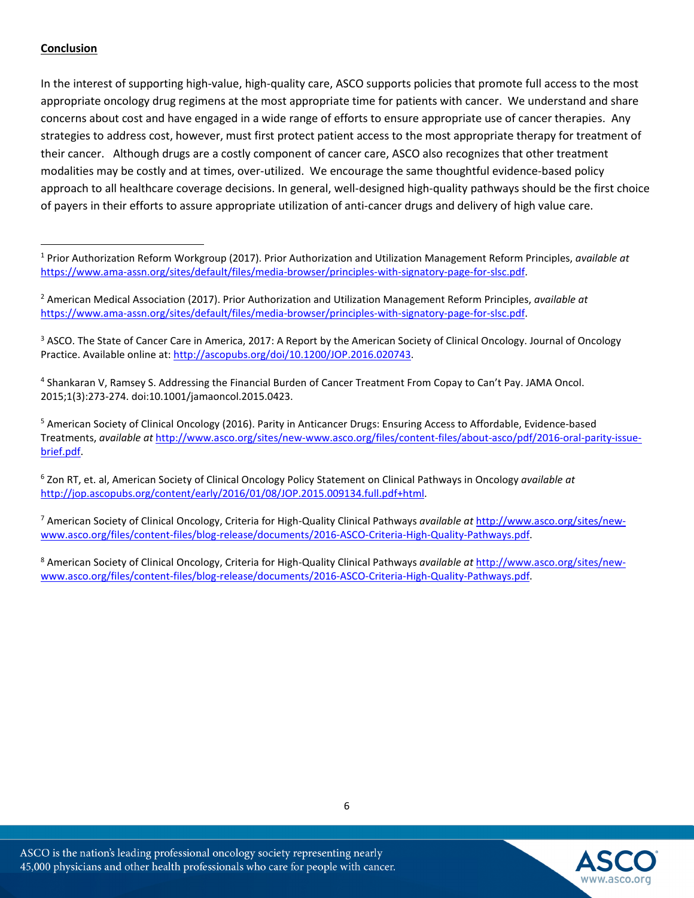## Conclusion

In the interest of supporting high-value, high-quality care, ASCO supports policies that promote full access to the most appropriate oncology drug regimens at the most appropriate time for patients with cancer. We understand and share concerns about cost and have engaged in a wide range of efforts to ensure appropriate use of cancer therapies. Any strategies to address cost, however, must first protect patient access to the most appropriate therapy for treatment of their cancer. Although drugs are a costly component of cancer care, ASCO also recognizes that other treatment modalities may be costly and at times, over-utilized. We encourage the same thoughtful evidence-based policy approach to all healthcare coverage decisions. In general, well-designed high-quality pathways should be the first choice of payers in their efforts to assure appropriate utilization of anti-cancer drugs and delivery of high value care.

---

[1] Prior Authorization Reform Workgroup (2017). Prior Authorization and Utilization Management Reform Principles, *available at* https://www.ama-assn.org/sites/default/files/media-browser/principles-with-signatory-page-for-slsc.pdf.

[2] American Medical Association (2017). Prior Authorization and Utilization Management Reform Principles, *available at* https://www.ama-assn.org/sites/default/files/media-browser/principles-with-signatory-page-for-slsc.pdf.

[3] ASCO. The State of Cancer Care in America, 2017: A Report by the American Society of Clinical Oncology. Journal of Oncology Practice. Available online at: http://ascopubs.org/doi/10.1200/JOP.2016.020743.

[4] Shankaran V, Ramsey S. Addressing the Financial Burden of Cancer Treatment From Copay to Can't Pay. JAMA Oncol. 2015;1(3):273-274. doi:10.1001/jamaoncol.2015.0423.

[5] American Society of Clinical Oncology (2016). Parity in Anticancer Drugs: Ensuring Access to Affordable, Evidence-based Treatments, *available at* http://www.asco.org/sites/new-www.asco.org/files/content-files/about-asco/pdf/2016-oral-parity-issue-brief.pdf.

[6] Zon RT, et. al, American Society of Clinical Oncology Policy Statement on Clinical Pathways in Oncology *available at* http://jop.ascopubs.org/content/early/2016/01/08/JOP.2015.009134.full.pdf+html.

[7] American Society of Clinical Oncology, Criteria for High-Quality Clinical Pathways *available at* http://www.asco.org/sites/new-www.asco.org/files/content-files/blog-release/documents/2016-ASCO-Criteria-High-Quality-Pathways.pdf.

[8] American Society of Clinical Oncology, Criteria for High-Quality Clinical Pathways *available at* http://www.asco.org/sites/new-www.asco.org/files/content-files/blog-release/documents/2016-ASCO-Criteria-High-Quality-Pathways.pdf.